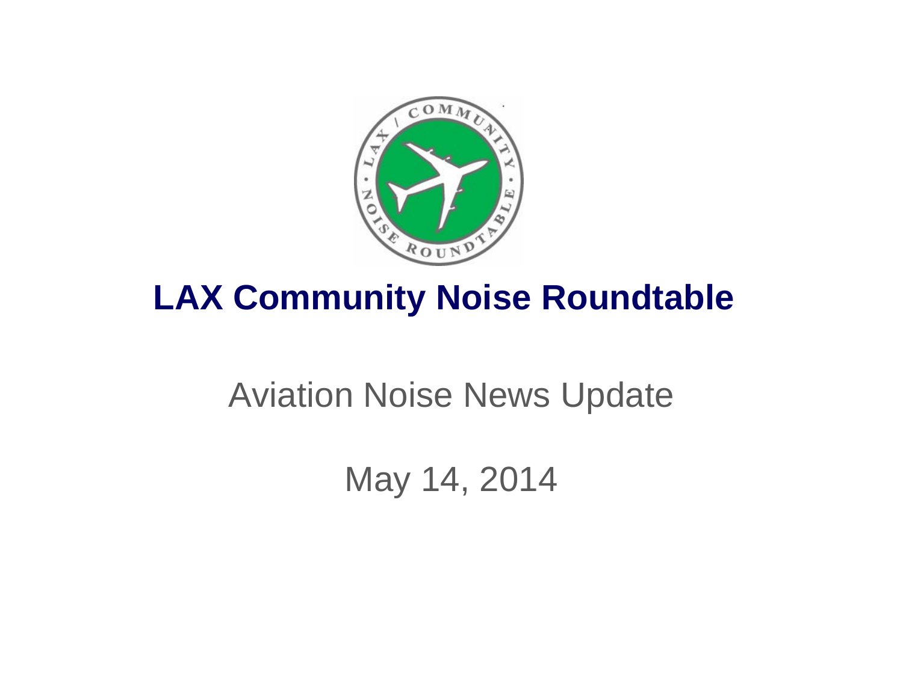# LAX Community Noise Roundtable

Aviation Noise News Update

May 14, 2014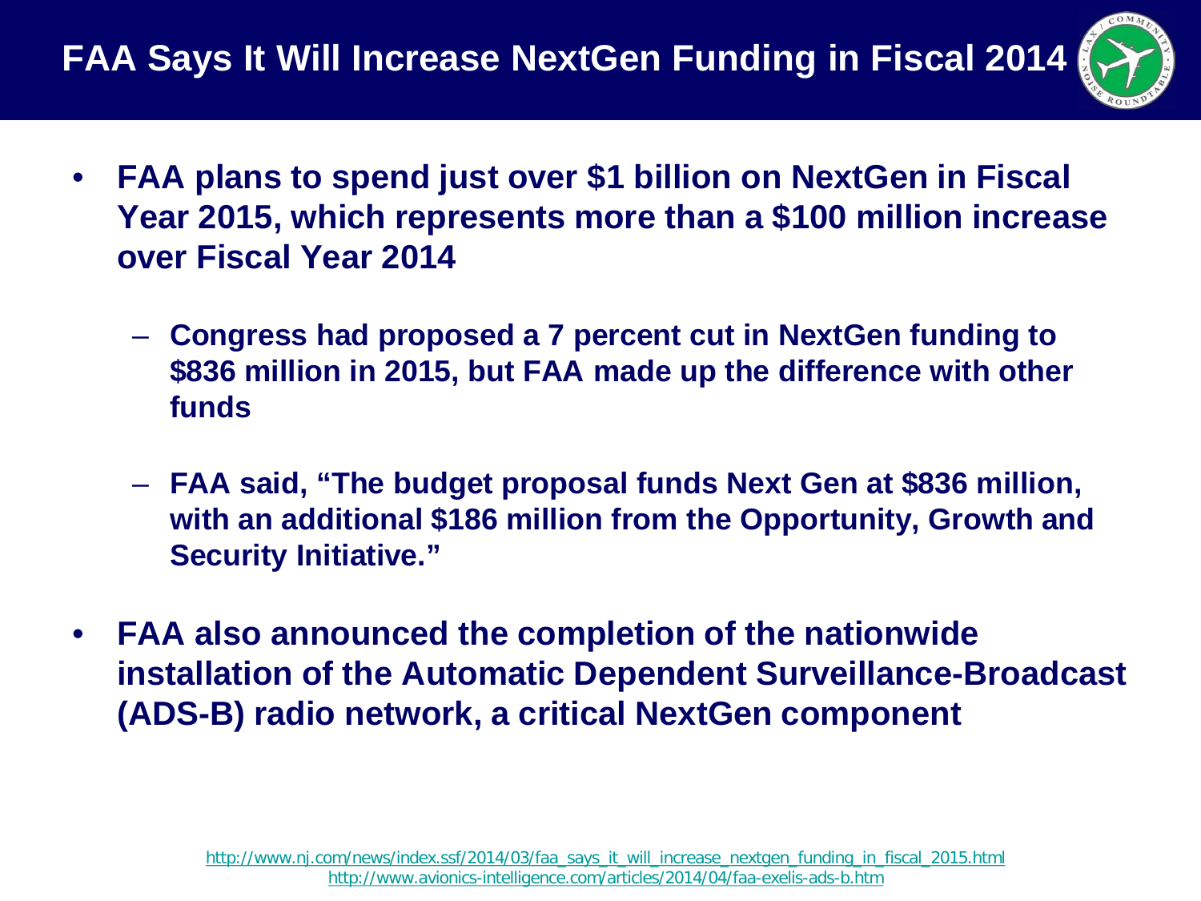# FAA Says It Will Increase NextGen Funding in Fiscal 2014

- **FAA plans to spend just over $1 billion on NextGen in Fiscal Year 2015, which represents more than a $100 million increase over Fiscal Year 2014**
  - **Congress had proposed a 7 percent cut in NextGen funding to $836 million in 2015, but FAA made up the difference with other funds**
  - **FAA said, "The budget proposal funds Next Gen at $836 million, with an additional $186 million from the Opportunity, Growth and Security Initiative."**
- **FAA also announced the completion of the nationwide installation of the Automatic Dependent Surveillance-Broadcast (ADS-B) radio network, a critical NextGen component**

http://www.nj.com/news/index.ssf/2014/03/faa_says_it_will_increase_nextgen_funding_in_fiscal_2015.html
http://www.avionics-intelligence.com/articles/2014/04/faa-exelis-ads-b.htm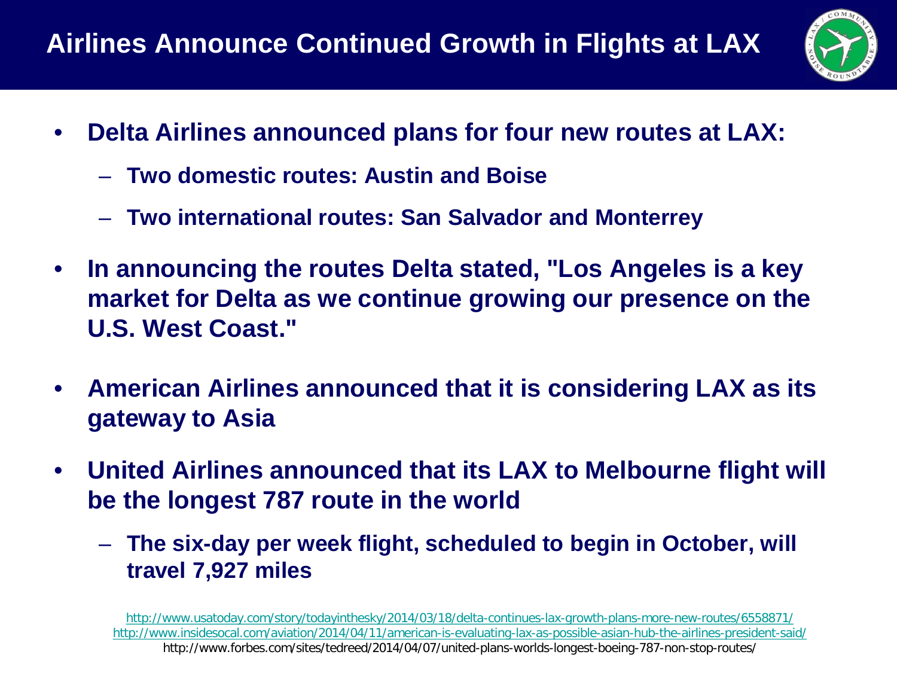# Airlines Announce Continued Growth in Flights at LAX

- **Delta Airlines announced plans for four new routes at LAX:**
  - **Two domestic routes: Austin and Boise**
  - **Two international routes: San Salvador and Monterrey**
- **In announcing the routes Delta stated, "Los Angeles is a key market for Delta as we continue growing our presence on the U.S. West Coast."**
- **American Airlines announced that it is considering LAX as its gateway to Asia**
- **United Airlines announced that its LAX to Melbourne flight will be the longest 787 route in the world**
  - **The six-day per week flight, scheduled to begin in October, will travel 7,927 miles**

http://www.usatoday.com/story/todayinthesky/2014/03/18/delta-continues-lax-growth-plans-more-new-routes/6558871/
http://www.insidesocal.com/aviation/2014/04/11/american-is-evaluating-lax-as-possible-asian-hub-the-airlines-president-said/
http://www.forbes.com/sites/tedreed/2014/04/07/united-plans-worlds-longest-boeing-787-non-stop-routes/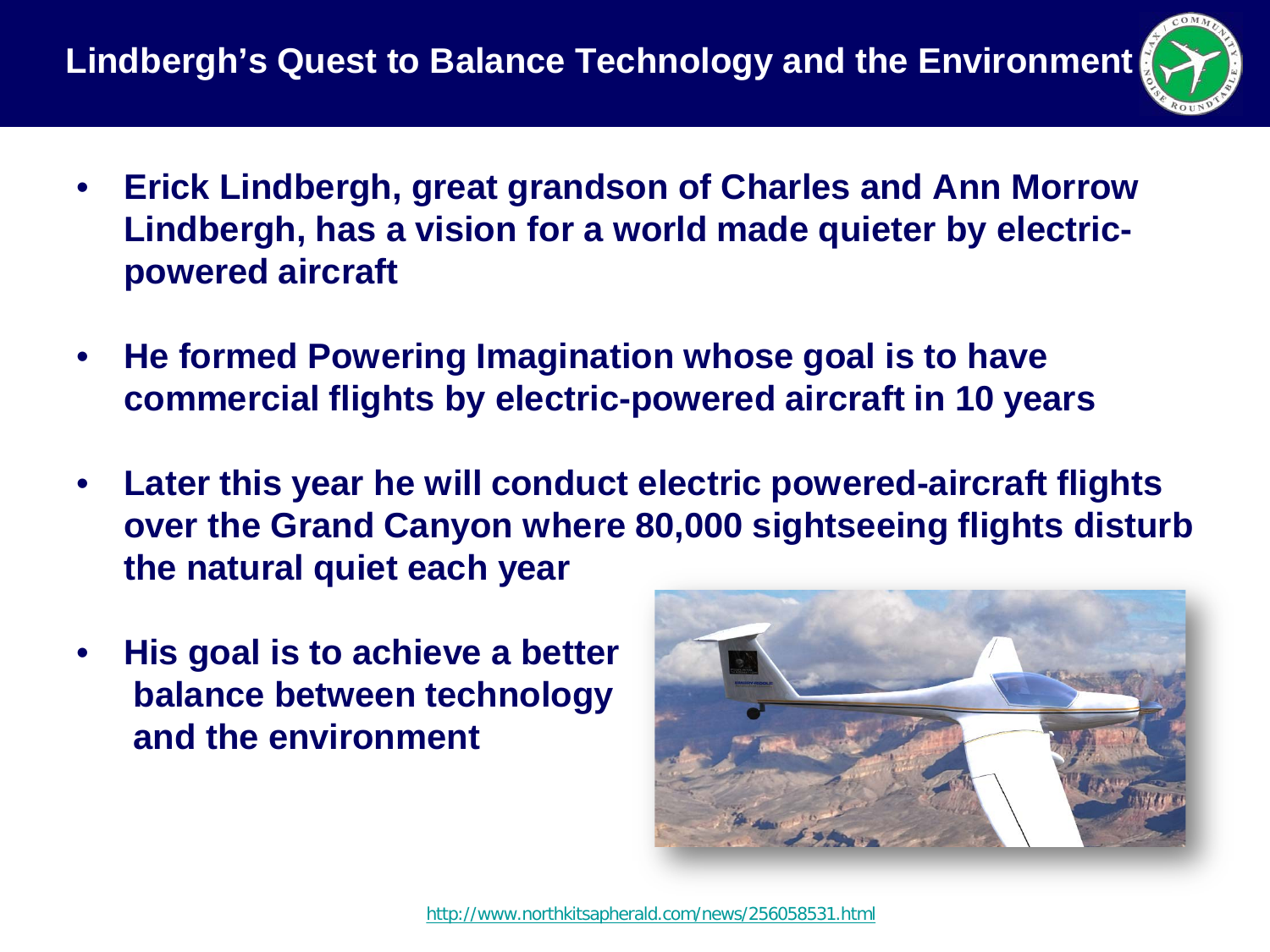# Lindbergh's Quest to Balance Technology and the Environment

- **Erick Lindbergh, great grandson of Charles and Ann Morrow Lindbergh, has a vision for a world made quieter by electric-powered aircraft**
- **He formed Powering Imagination whose goal is to have commercial flights by electric-powered aircraft in 10 years**
- **Later this year he will conduct electric powered-aircraft flights over the Grand Canyon where 80,000 sightseeing flights disturb the natural quiet each year**
- **His goal is to achieve a better balance between technology and the environment**

http://www.northkitsapherald.com/news/256058531.html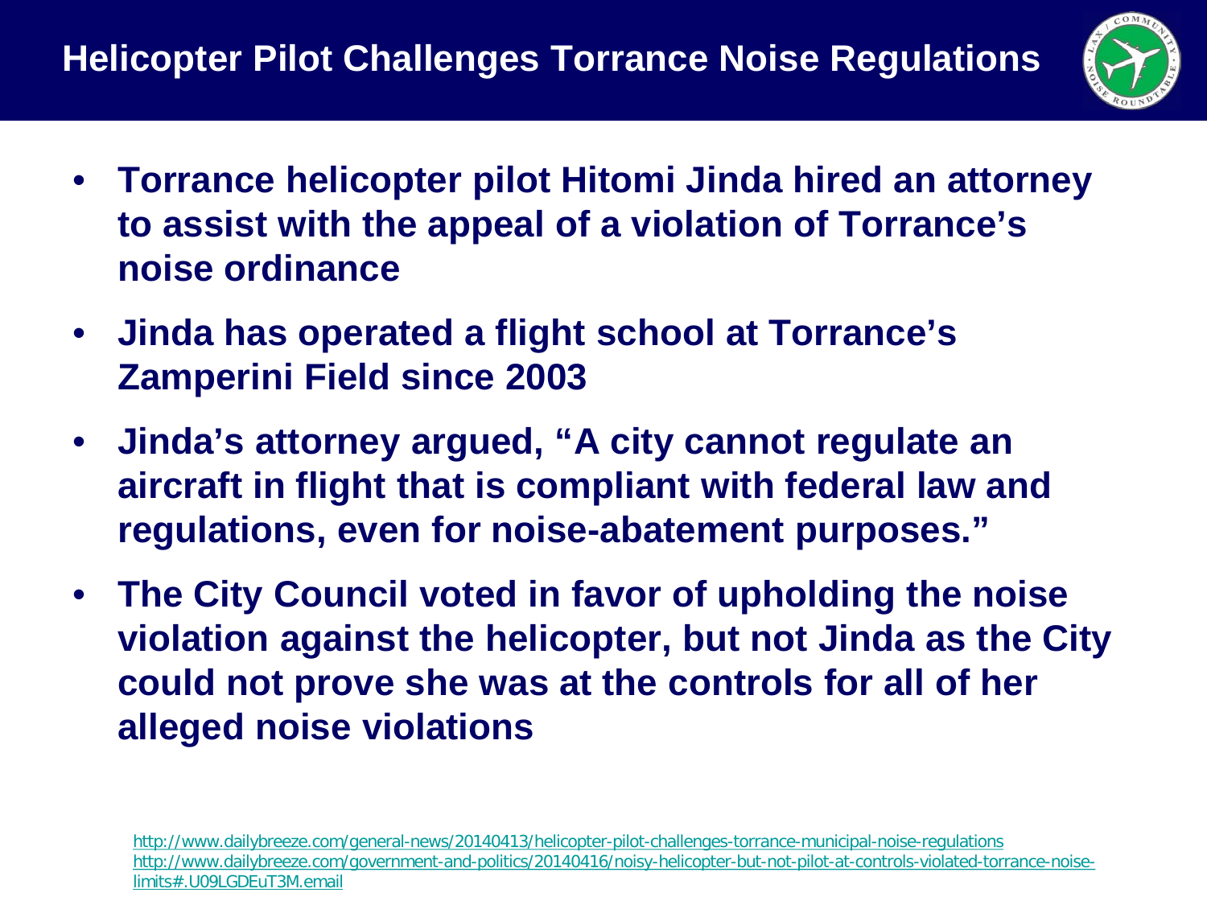# Helicopter Pilot Challenges Torrance Noise Regulations

- **Torrance helicopter pilot Hitomi Jinda hired an attorney to assist with the appeal of a violation of Torrance's noise ordinance**
- **Jinda has operated a flight school at Torrance's Zamperini Field since 2003**
- **Jinda's attorney argued, "A city cannot regulate an aircraft in flight that is compliant with federal law and regulations, even for noise-abatement purposes."**
- **The City Council voted in favor of upholding the noise violation against the helicopter, but not Jinda as the City could not prove she was at the controls for all of her alleged noise violations**

http://www.dailybreeze.com/general-news/20140413/helicopter-pilot-challenges-torrance-municipal-noise-regulations
http://www.dailybreeze.com/government-and-politics/20140416/noisy-helicopter-but-not-pilot-at-controls-violated-torrance-noise-limits#.U09LGDEuT3M.email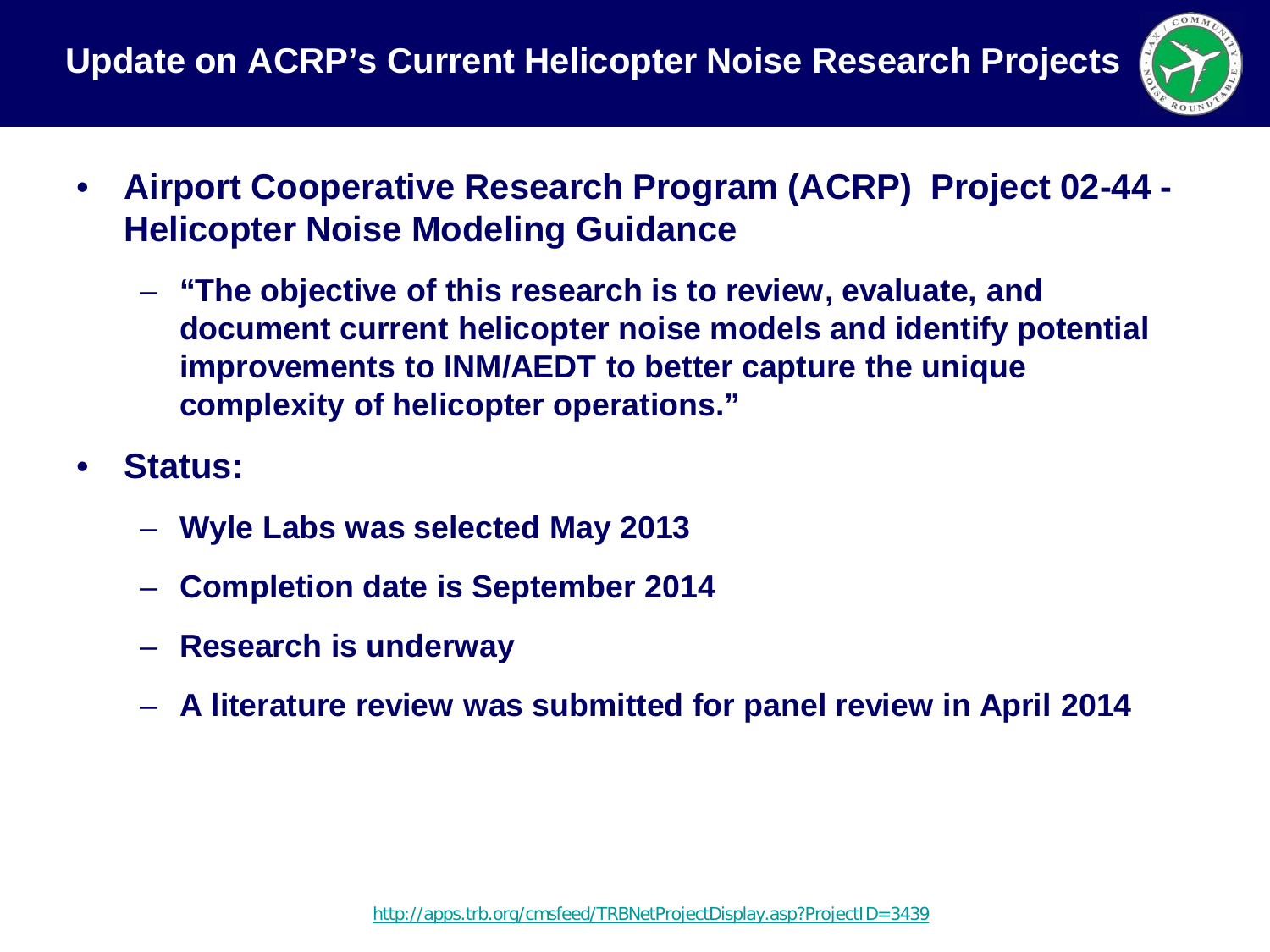# Update on ACRP's Current Helicopter Noise Research Projects

- **Airport Cooperative Research Program (ACRP) Project 02-44 - Helicopter Noise Modeling Guidance**
  - **"The objective of this research is to review, evaluate, and document current helicopter noise models and identify potential improvements to INM/AEDT to better capture the unique complexity of helicopter operations."**
- **Status:**
  - **Wyle Labs was selected May 2013**
  - **Completion date is September 2014**
  - **Research is underway**
  - **A literature review was submitted for panel review in April 2014**

http://apps.trb.org/cmsfeed/TRBNetProjectDisplay.asp?ProjectID=3439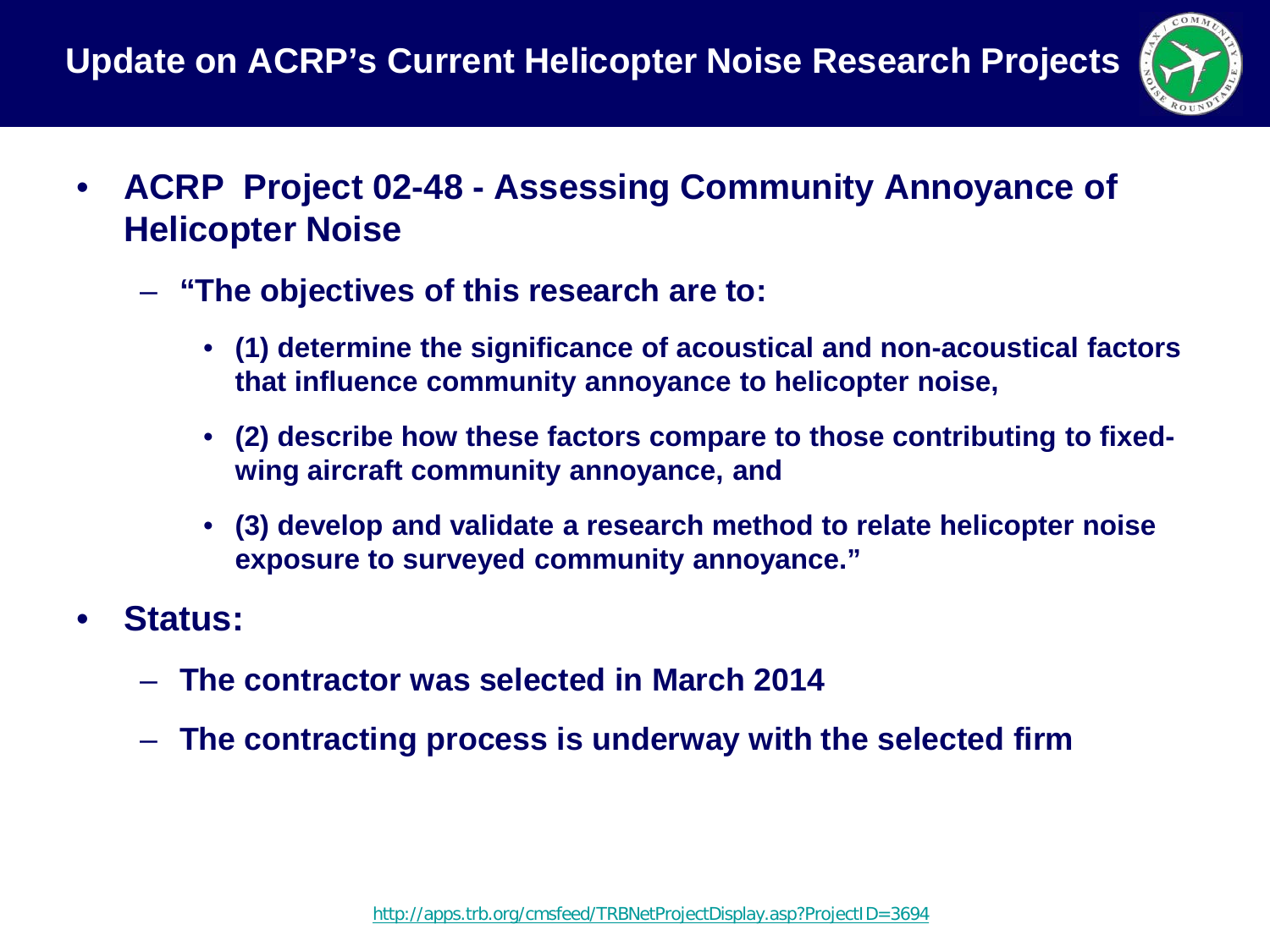# Update on ACRP's Current Helicopter Noise Research Projects

- **ACRP Project 02-48 - Assessing Community Annoyance of Helicopter Noise**
  - **"The objectives of this research are to:**
    - **(1) determine the significance of acoustical and non-acoustical factors that influence community annoyance to helicopter noise,**
    - **(2) describe how these factors compare to those contributing to fixed-wing aircraft community annoyance, and**
    - **(3) develop and validate a research method to relate helicopter noise exposure to surveyed community annoyance."**
- **Status:**
  - **The contractor was selected in March 2014**
  - **The contracting process is underway with the selected firm**

http://apps.trb.org/cmsfeed/TRBNetProjectDisplay.asp?ProjectID=3694